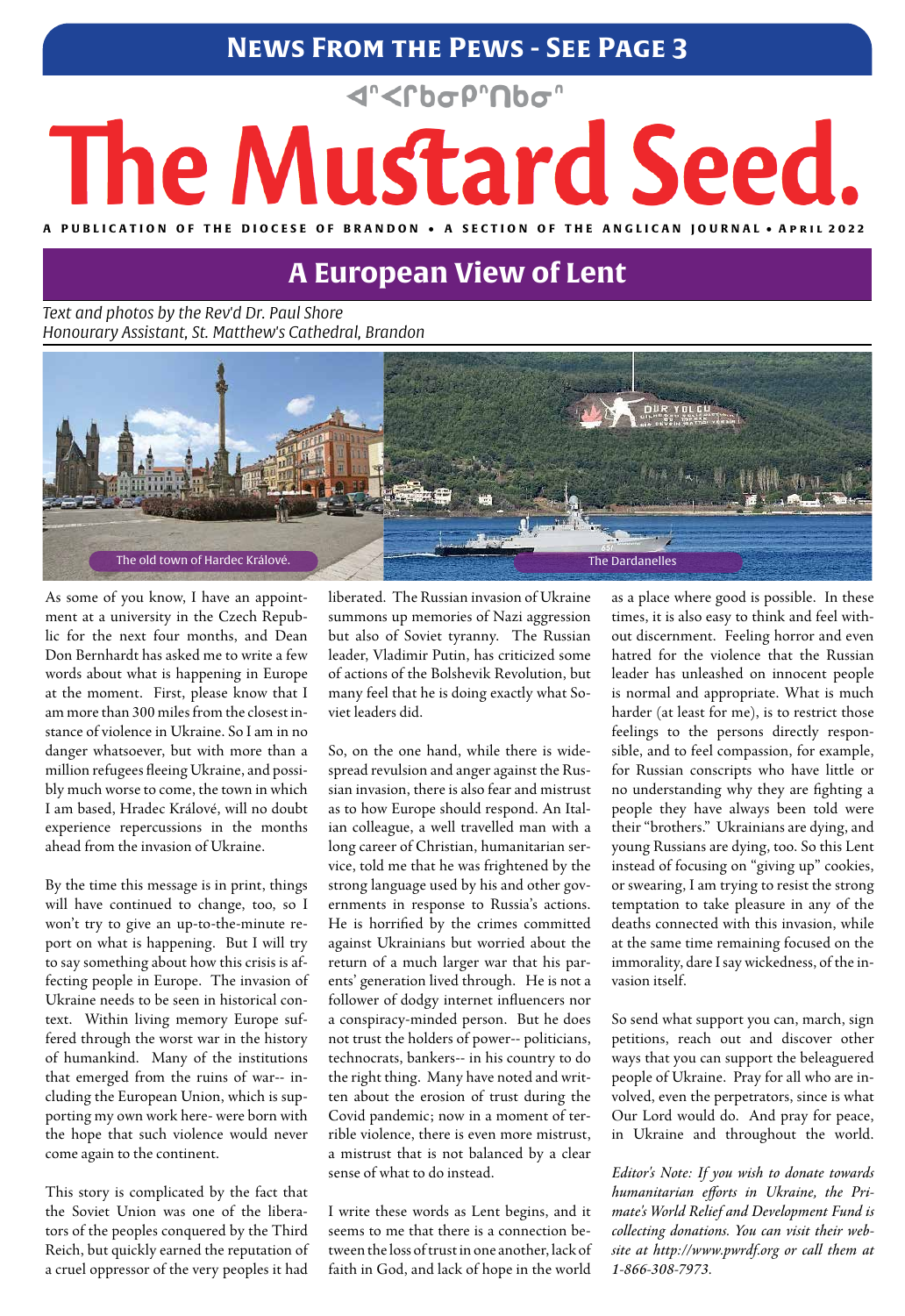**News From the Pews - See Page 3**

ᐊᓐᐸᒋᑲᓂᑭᓐᑎᑲᓂᓐ

# The Mustard Seed.

A PUBLICATION OF THE DIOCESE OF BRANDON • A SECTION OF THE ANGLICAN JOURNAL • APRIL 2022

## A European View of Lent

*Text and photos by the Rev'd Dr. Paul Shore*
*Honourary Assistant, St. Matthew's Cathedral, Brandon*

The old town of Hardec Králové.

The Dardanelles

As some of you know, I have an appointment at a university in the Czech Republic for the next four months, and Dean Don Bernhardt has asked me to write a few words about what is happening in Europe at the moment. First, please know that I am more than 300 miles from the closest instance of violence in Ukraine. So I am in no danger whatsoever, but with more than a million refugees fleeing Ukraine, and possibly much worse to come, the town in which I am based, Hradec Králové, will no doubt experience repercussions in the months ahead from the invasion of Ukraine.

By the time this message is in print, things will have continued to change, too, so I won't try to give an up-to-the-minute report on what is happening. But I will try to say something about how this crisis is affecting people in Europe. The invasion of Ukraine needs to be seen in historical context. Within living memory Europe suffered through the worst war in the history of humankind. Many of the institutions that emerged from the ruins of war-- including the European Union, which is supporting my own work here- were born with the hope that such violence would never come again to the continent.

This story is complicated by the fact that the Soviet Union was one of the liberators of the peoples conquered by the Third Reich, but quickly earned the reputation of a cruel oppressor of the very peoples it had liberated. The Russian invasion of Ukraine summons up memories of Nazi aggression but also of Soviet tyranny. The Russian leader, Vladimir Putin, has criticized some of actions of the Bolshevik Revolution, but many feel that he is doing exactly what Soviet leaders did.

So, on the one hand, while there is widespread revulsion and anger against the Russian invasion, there is also fear and mistrust as to how Europe should respond. An Italian colleague, a well travelled man with a long career of Christian, humanitarian service, told me that he was frightened by the strong language used by his and other governments in response to Russia's actions. He is horrified by the crimes committed against Ukrainians but worried about the return of a much larger war that his parents' generation lived through. He is not a follower of dodgy internet influencers nor a conspiracy-minded person. But he does not trust the holders of power-- politicians, technocrats, bankers-- in his country to do the right thing. Many have noted and written about the erosion of trust during the Covid pandemic; now in a moment of terrible violence, there is even more mistrust, a mistrust that is not balanced by a clear sense of what to do instead.

I write these words as Lent begins, and it seems to me that there is a connection between the loss of trust in one another, lack of faith in God, and lack of hope in the world as a place where good is possible. In these times, it is also easy to think and feel without discernment. Feeling horror and even hatred for the violence that the Russian leader has unleashed on innocent people is normal and appropriate. What is much harder (at least for me), is to restrict those feelings to the persons directly responsible, and to feel compassion, for example, for Russian conscripts who have little or no understanding why they are fighting a people they have always been told were their "brothers." Ukrainians are dying, and young Russians are dying, too. So this Lent instead of focusing on "giving up" cookies, or swearing, I am trying to resist the strong temptation to take pleasure in any of the deaths connected with this invasion, while at the same time remaining focused on the immorality, dare I say wickedness, of the invasion itself.

So send what support you can, march, sign petitions, reach out and discover other ways that you can support the beleaguered people of Ukraine. Pray for all who are involved, even the perpetrators, since is what Our Lord would do. And pray for peace, in Ukraine and throughout the world.

*Editor's Note: If you wish to donate towards humanitarian efforts in Ukraine, the Primate's World Relief and Development Fund is collecting donations. You can visit their website at http://www.pwrdf.org or call them at 1-866-308-7973.*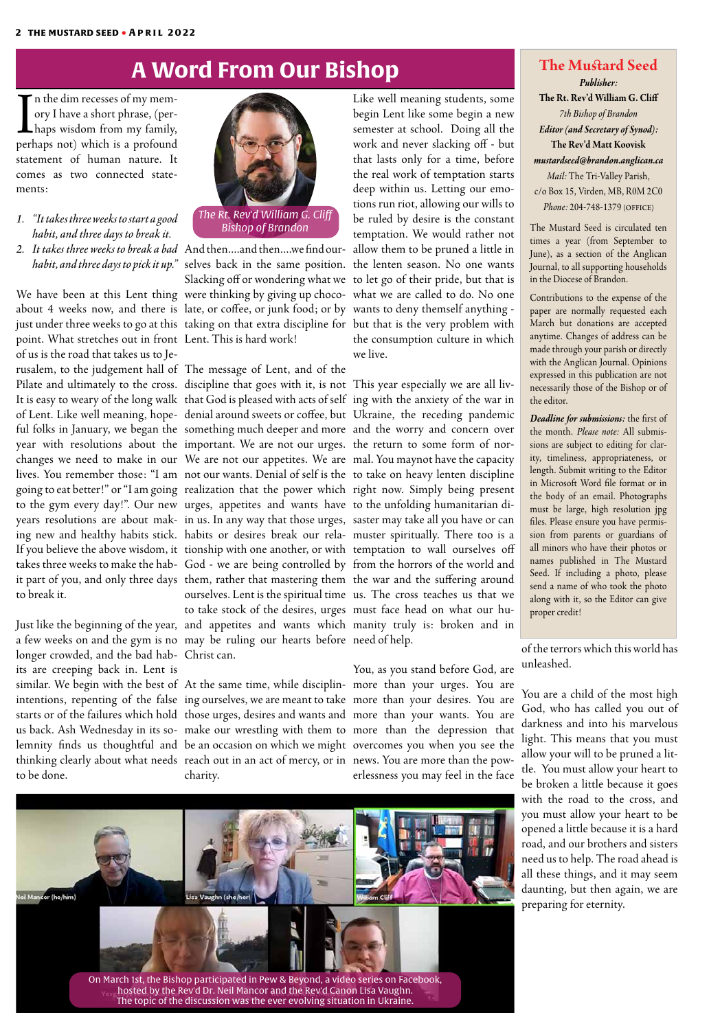# A Word From Our Bishop

In the dim recesses of my memory I have a short phrase, (perhaps wisdom from my family, perhaps not) which is a profound statement of human nature. It comes as two connected statements:

1. *"It takes three weeks to start a good habit, and three days to break it.*
2. *It takes three weeks to break a bad habit, and three days to pick it up."*

The Rt. Rev'd William G. Cliff
Bishop of Brandon

We have been at this Lent thing about 4 weeks now, and there is just under three weeks to go at this point. What stretches out in front of us is the road that takes us to Jerusalem, to the judgement hall of Pilate and ultimately to the cross. It is easy to weary of the long walk of Lent. Like well meaning, hopeful folks in January, we began the year with resolutions about the changes we need to make in our lives. You remember those: "I am going to eat better!" or "I am going to the gym every day!". Our new years resolutions are about making new and healthy habits stick. If you believe the above wisdom, it takes three weeks to make the habit part of you, and only three days to break it.

Just like the beginning of the year, a few weeks on and the gym is no longer crowded, and the bad habits are creeping back in. Lent is similar. We begin with the best of intentions, repenting of the false starts or of the failures which hold us back. Ash Wednesday in its solemnity finds us thoughtful and thinking clearly about what needs to be done.

And then....and then....we find ourselves back in the same position. Slacking off or wondering what we were thinking by giving up chocolate, or coffee, or junk food; or by taking on that extra discipline for Lent. This is hard work!

The message of Lent, and of the discipline that goes with it, is not that God is pleased with acts of self denial around sweets or coffee, but something much deeper and more important. We are not our urges. We are not our appetites. We are not our wants. Denial of self is the realization that the power which urges, appetites and wants have in us. In any way that those urges, habits or desires break our relationship with one another, or with God - we are being controlled by them, rather that mastering them ourselves. Lent is the spiritual time to take stock of the desires, urges and appetites and wants which may be ruling our hearts before Christ can.

At the same time, while disciplining ourselves, we are meant to take those urges, desires and wants and make our wrestling with them to be an occasion on which we might reach out in an act of mercy, or in charity.

Like well meaning students, some begin Lent like some begin a new semester at school. Doing all the work and never slacking off - but that lasts only for a time, before the real work of temptation starts deep within us. Letting our emotions run riot, allowing our wills to be ruled by desire is the constant temptation. We would rather not allow them to be pruned a little in the lenten season. No one wants to let go of their pride, but that is what we are called to do. No one wants to deny themself anything - but that is the very problem with the consumption culture in which we live.

This year especially we are all living with the anxiety of the war in Ukraine, the receding pandemic and the worry and concern over the return to some form of normal. You maynot have the capacity to take on heavy lenten discipline right now. Simply being present to the unfolding humanitarian disaster may take all you have or can muster spiritually. There too is a temptation to wall ourselves off from the horrors of the world and the war and the suffering around us. The cross teaches us that we must face head on what our humanity truly is: broken and in need of help.

You, as you stand before God, are more than your urges. You are more than your desires. You are more than your wants. You are more than the depression that overcomes you when you see the news. You are more than the powerlessness you may feel in the face of the terrors which this world has unleashed.

You are a child of the most high God, who has called you out of darkness and into his marvelous light. This means that you must allow your will to be pruned a little. You must allow your heart to be broken a little because it goes with the road to the cross, and you must allow your heart to be opened a little because it is a hard road, and our brothers and sisters need us to help. The road ahead is all these things, and it may seem daunting, but then again, we are preparing for eternity.

On March 1st, the Bishop participated in Pew & Beyond, a video series on Facebook, hosted by the Rev'd Dr. Neil Mancor and the Rev'd Canon Lisa Vaughn. The topic of the discussion was the ever evolving situation in Ukraine.

## The Mustard Seed

*Publisher:*
**The Rt. Rev'd William G. Cliff**
*7th Bishop of Brandon*
***Editor (and Secretary of Synod):***
**The Rev'd Matt Koovisk**
***mustardseed@brandon.anglican.ca***
*Mail:* The Tri-Valley Parish, c/o Box 15, Virden, MB, R0M 2C0
*Phone:* 204-748-1379 (OFFICE)

The Mustard Seed is circulated ten times a year (from September to June), as a section of the Anglican Journal, to all supporting households in the Diocese of Brandon.

Contributions to the expense of the paper are normally requested each March but donations are accepted anytime. Changes of address can be made through your parish or directly with the Anglican Journal. Opinions expressed in this publication are not necessarily those of the Bishop or of the editor.

***Deadline for submissions:*** the first of the month. *Please note:* All submissions are subject to editing for clarity, timeliness, appropriateness, or length. Submit writing to the Editor in Microsoft Word file format or in the body of an email. Photographs must be large, high resolution jpg files. Please ensure you have permission from parents or guardians of all minors who have their photos or names published in The Mustard Seed. If including a photo, please send a name of who took the photo along with it, so the Editor can give proper credit!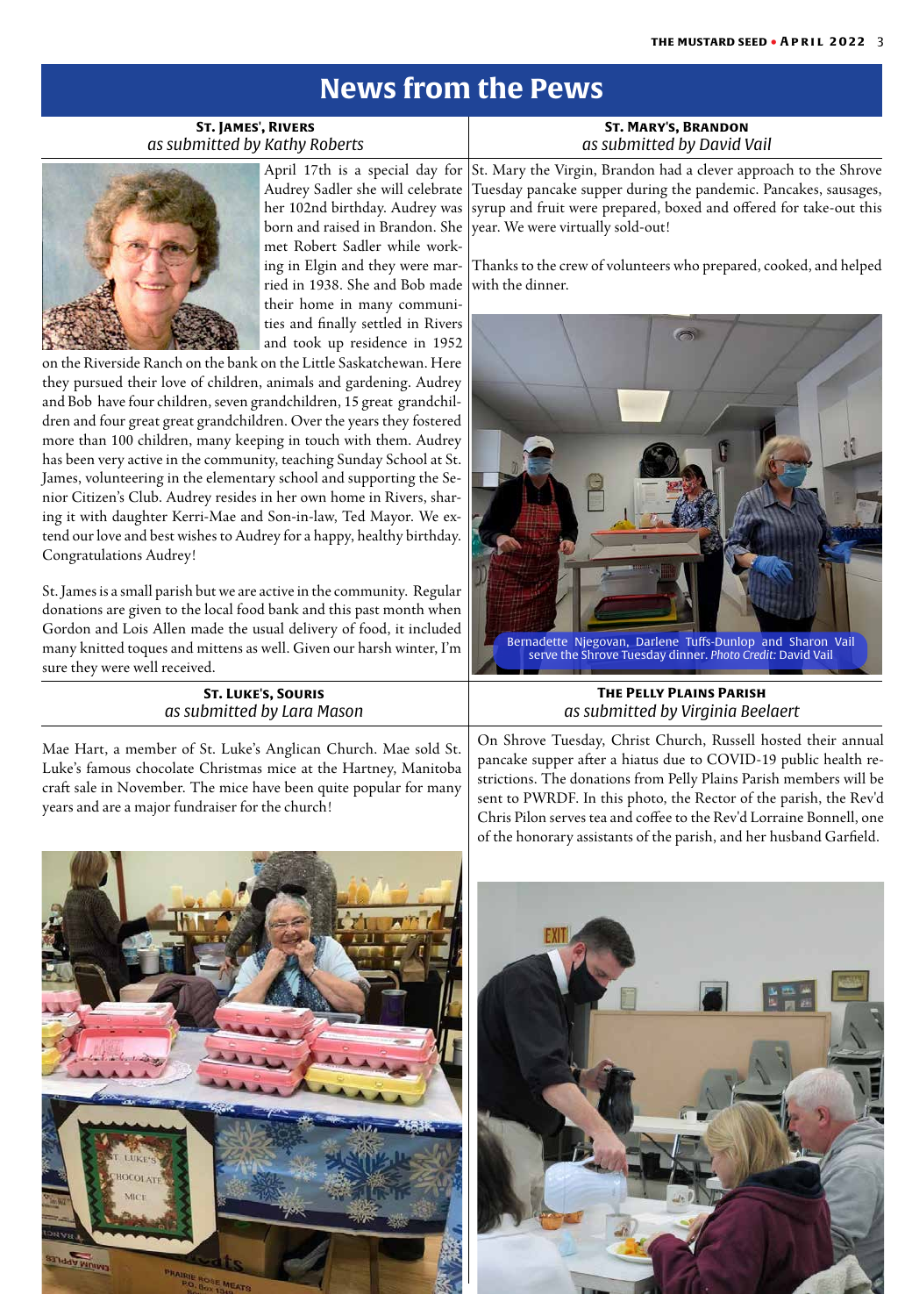# News from the Pews

## St. James', Rivers
*as submitted by Kathy Roberts*

April 17th is a special day for Audrey Sadler she will celebrate her 102nd birthday. Audrey was born and raised in Brandon. She met Robert Sadler while working in Elgin and they were married in 1938. She and Bob made their home in many communities and finally settled in Rivers and took up residence in 1952 on the Riverside Ranch on the bank on the Little Saskatchewan. Here they pursued their love of children, animals and gardening. Audrey and Bob have four children, seven grandchildren, 15 great grandchildren and four great great grandchildren. Over the years they fostered more than 100 children, many keeping in touch with them. Audrey has been very active in the community, teaching Sunday School at St. James, volunteering in the elementary school and supporting the Senior Citizen's Club. Audrey resides in her own home in Rivers, sharing it with daughter Kerri-Mae and Son-in-law, Ted Mayor. We extend our love and best wishes to Audrey for a happy, healthy birthday. Congratulations Audrey!

St. James is a small parish but we are active in the community. Regular donations are given to the local food bank and this past month when Gordon and Lois Allen made the usual delivery of food, it included many knitted toques and mittens as well. Given our harsh winter, I'm sure they were well received.

## St. Mary's, Brandon
*as submitted by David Vail*

St. Mary the Virgin, Brandon had a clever approach to the Shrove Tuesday pancake supper during the pandemic. Pancakes, sausages, syrup and fruit were prepared, boxed and offered for take-out this year. We were virtually sold-out!

Thanks to the crew of volunteers who prepared, cooked, and helped with the dinner.

Bernadette Njegovan, Darlene Tuffs-Dunlop and Sharon Vail serve the Shrove Tuesday dinner. *Photo Credit:* David Vail

## St. Luke's, Souris
*as submitted by Lara Mason*

Mae Hart, a member of St. Luke's Anglican Church. Mae sold St. Luke's famous chocolate Christmas mice at the Hartney, Manitoba craft sale in November. The mice have been quite popular for many years and are a major fundraiser for the church!

## The Pelly Plains Parish
*as submitted by Virginia Beelaert*

On Shrove Tuesday, Christ Church, Russell hosted their annual pancake supper after a hiatus due to COVID-19 public health restrictions. The donations from Pelly Plains Parish members will be sent to PWRDF. In this photo, the Rector of the parish, the Rev'd Chris Pilon serves tea and coffee to the Rev'd Lorraine Bonnell, one of the honorary assistants of the parish, and her husband Garfield.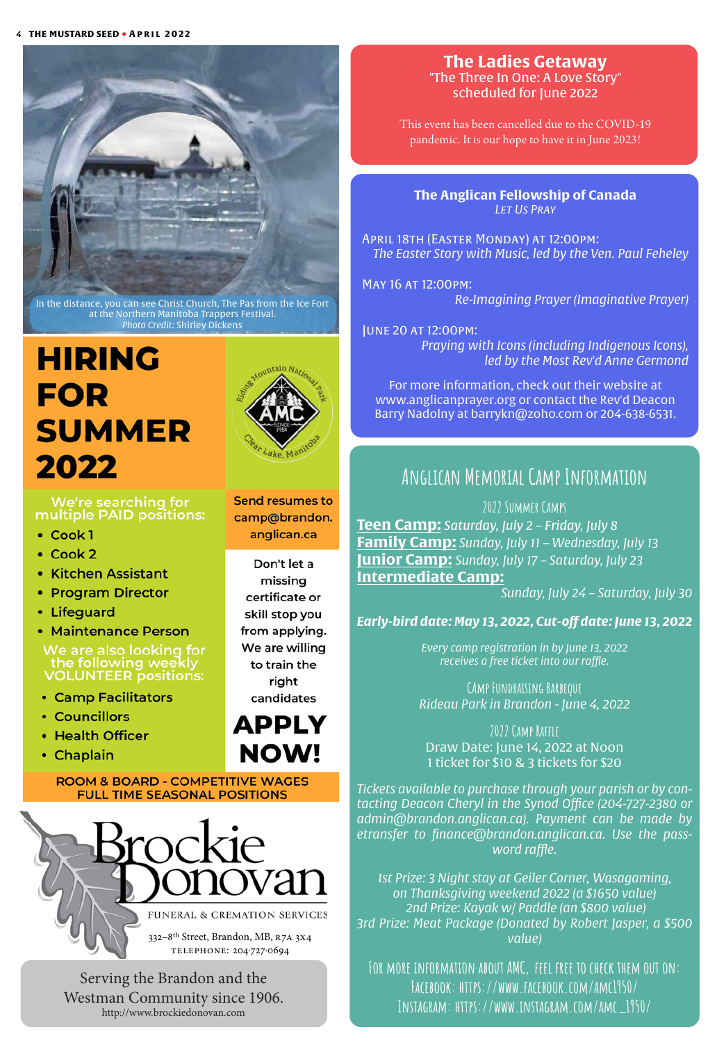In the distance, you can see Christ Church, The Pas from the Ice Fort at the Northern Manitoba Trappers Festival.
*Photo Credit:* Shirley Dickens

# HIRING FOR SUMMER 2022

Riding Mountain National Park
AMC SINCE 1950
Clear Lake, Manitoba

We're searching for multiple PAID positions:

- Cook 1
- Cook 2
- Kitchen Assistant
- Program Director
- Lifeguard
- Maintenance Person

We are also looking for the following weekly VOLUNTEER positions:

- Camp Facilitators
- Councillors
- Health Officer
- Chaplain

Send resumes to camp@brandon.anglican.ca

Don't let a missing certificate or skill stop you from applying. We are willing to train the right candidates

**APPLY NOW!**

ROOM & BOARD - COMPETITIVE WAGES
FULL TIME SEASONAL POSITIONS

Brockie Donovan
FUNERAL & CREMATION SERVICES
332–8th Street, Brandon, MB, R7A 3X4
TELEPHONE: 204·727·0694

Serving the Brandon and the Westman Community since 1906.
http://www.brockiedonovan.com

## The Ladies Getaway

"The Three In One: A Love Story"
scheduled for June 2022

This event has been cancelled due to the COVID-19 pandemic. It is our hope to have it in June 2023!

## The Anglican Fellowship of Canada

*Let Us Pray*

April 18th (Easter Monday) at 12:00pm:
*The Easter Story with Music, led by the Ven. Paul Feheley*

May 16 at 12:00pm:
*Re-Imagining Prayer (Imaginative Prayer)*

June 20 at 12:00pm:
*Praying with Icons (including Indigenous Icons), led by the Most Rev'd Anne Germond*

For more information, check out their website at www.anglicanprayer.org or contact the Rev'd Deacon Barry Nadolny at barrykn@zoho.com or 204-638-6531.

## Anglican Memorial Camp Information

### 2022 Summer Camps

**Teen Camp:** *Saturday, July 2 – Friday, July 8*
**Family Camp:** *Sunday, July 11 – Wednesday, July 13*
**Junior Camp:** *Sunday, July 17 – Saturday, July 23*
**Intermediate Camp:** *Sunday, July 24 – Saturday, July 30*

***Early-bird date: May 13, 2022, Cut-off date: June 13, 2022***

*Every camp registration in by June 13, 2022 receives a free ticket into our raffle.*

### Camp Fundraising Barbeque

*Rideau Park in Brandon - June 4, 2022*

### 2022 Camp Raffle

Draw Date: June 14, 2022 at Noon
1 ticket for $10 & 3 tickets for $20

*Tickets available to purchase through your parish or by contacting Deacon Cheryl in the Synod Office (204-727-2380 or admin@brandon.anglican.ca). Payment can be made by etransfer to finance@brandon.anglican.ca. Use the password raffle.*

*1st Prize: 3 Night stay at Geiler Corner, Wasagaming, on Thanksgiving weekend 2022 (a $1650 value)*
*2nd Prize: Kayak w/ Paddle (an $800 value)*
*3rd Prize: Meat Package (Donated by Robert Jasper, a $500 value)*

For more information about AMC, feel free to check them out on:
Facebook: https://www.facebook.com/amc1950/
Instagram: https://www.instagram.com/amc_1950/